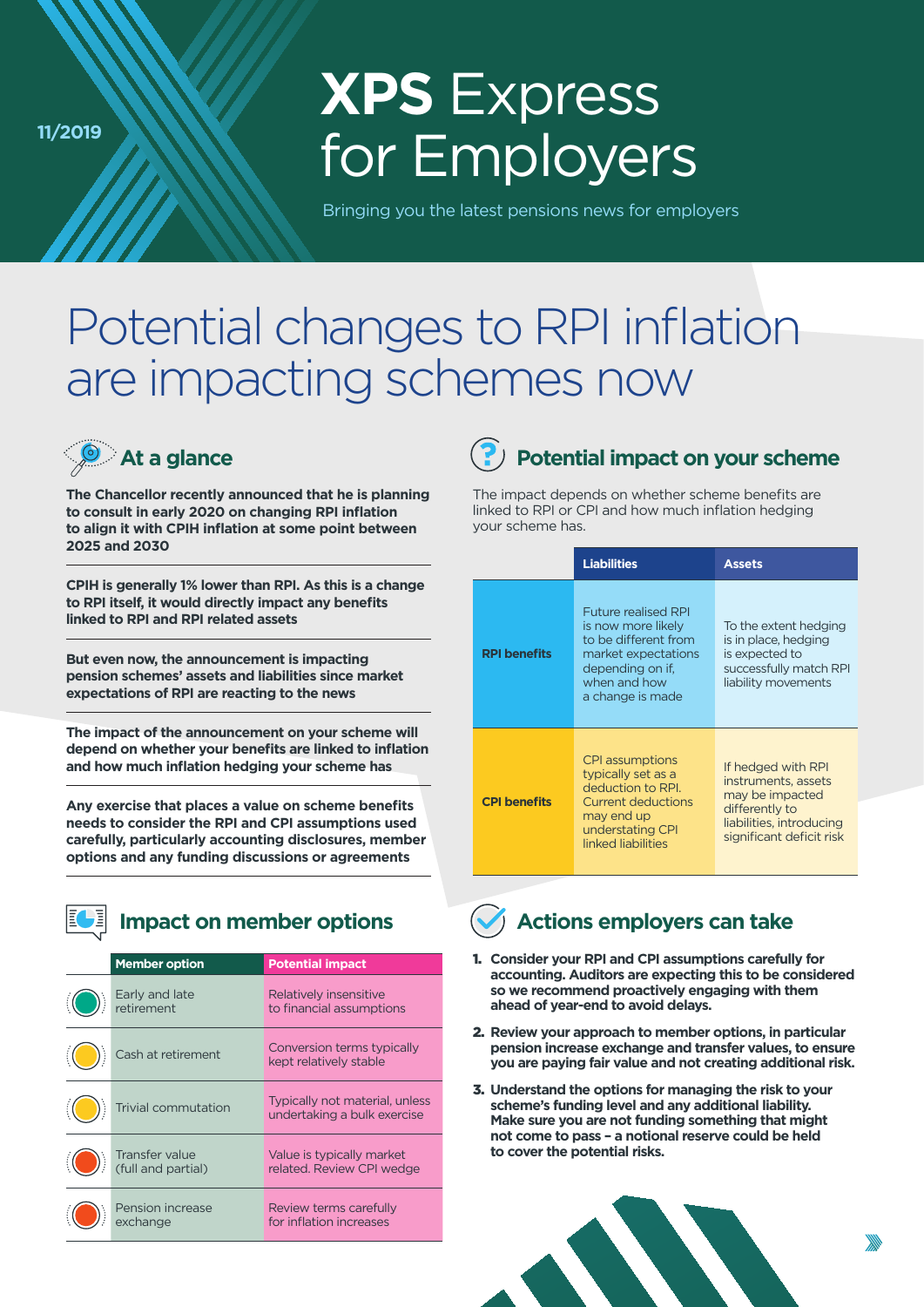11/2019

# XPS Express for Employers

Bringing you the latest pensions news for employers

# Potential changes to RPI inflation are impacting schemes now

## At a glance

**The Chancellor recently announced that he is planning to consult in early 2020 on changing RPI inflation to align it with CPIH inflation at some point between 2025 and 2030**

**CPIH is generally 1% lower than RPI. As this is a change to RPI itself, it would directly impact any benefits linked to RPI and RPI related assets**

**But even now, the announcement is impacting pension schemes' assets and liabilities since market expectations of RPI are reacting to the news**

**The impact of the announcement on your scheme will depend on whether your benefits are linked to inflation and how much inflation hedging your scheme has**

**Any exercise that places a value on scheme benefits needs to consider the RPI and CPI assumptions used carefully, particularly accounting disclosures, member options and any funding discussions or agreements**

## Potential impact on your scheme

The impact depends on whether scheme benefits are linked to RPI or CPI and how much inflation hedging your scheme has.

| | Liabilities | Assets |
|---|---|---|
| **RPI benefits** | Future realised RPI is now more likely to be different from market expectations depending on if, when and how a change is made | To the extent hedging is in place, hedging is expected to successfully match RPI liability movements |
| **CPI benefits** | CPI assumptions typically set as a deduction to RPI. Current deductions may end up understating CPI linked liabilities | If hedged with RPI instruments, assets may be impacted differently to liabilities, introducing significant deficit risk |

## Impact on member options

| Member option | Potential impact |
|---|---|
| Early and late retirement | Relatively insensitive to financial assumptions |
| Cash at retirement | Conversion terms typically kept relatively stable |
| Trivial commutation | Typically not material, unless undertaking a bulk exercise |
| Transfer value (full and partial) | Value is typically market related. Review CPI wedge |
| Pension increase exchange | Review terms carefully for inflation increases |

## Actions employers can take

1. **Consider your RPI and CPI assumptions carefully for accounting. Auditors are expecting this to be considered so we recommend proactively engaging with them ahead of year-end to avoid delays.**
2. **Review your approach to member options, in particular pension increase exchange and transfer values, to ensure you are paying fair value and not creating additional risk.**
3. **Understand the options for managing the risk to your scheme's funding level and any additional liability. Make sure you are not funding something that might not come to pass – a notional reserve could be held to cover the potential risks.**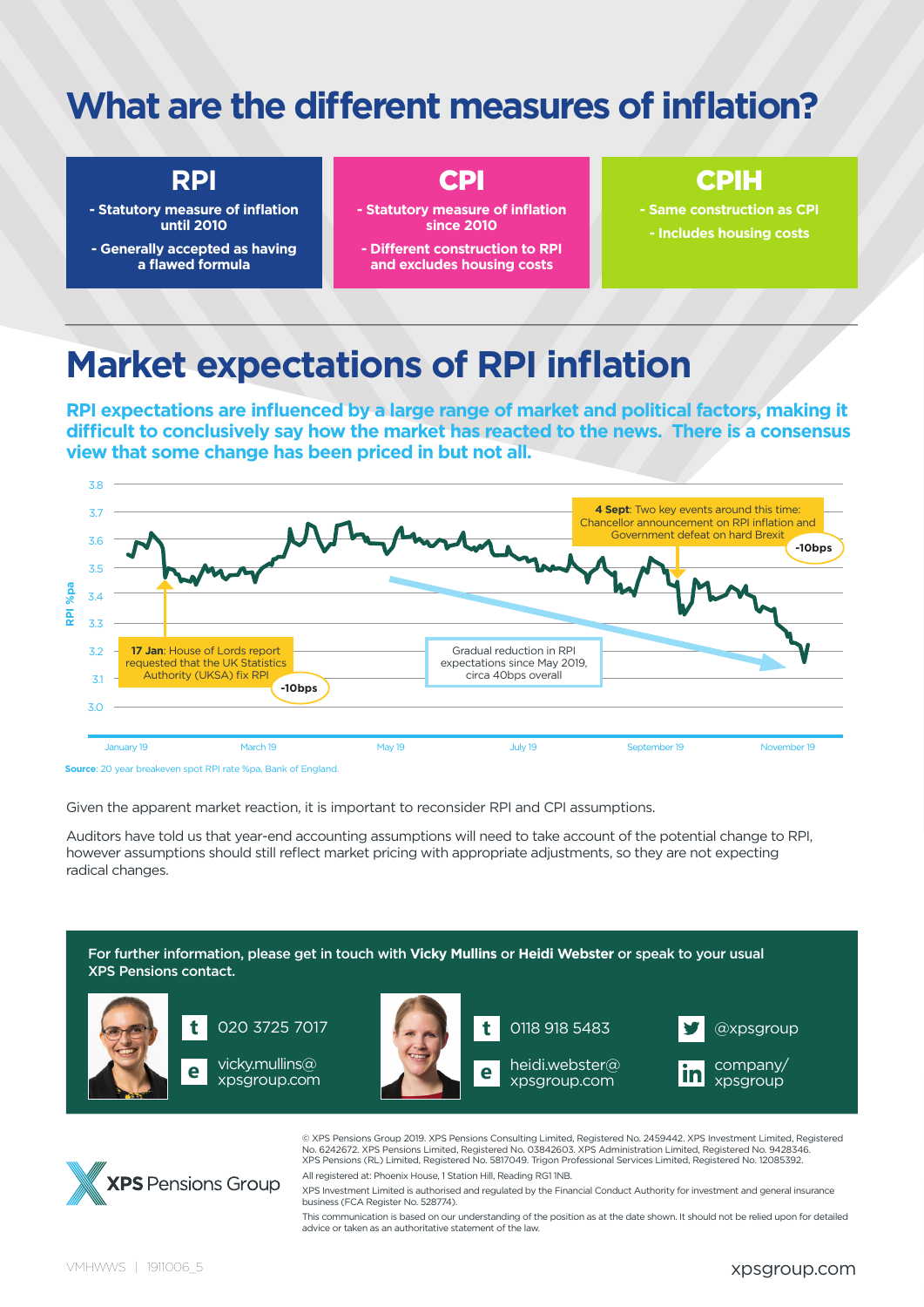# What are the different measures of inflation?

**RPI**

- Statutory measure of inflation until 2010
- Generally accepted as having a flawed formula

**CPI**

- Statutory measure of inflation since 2010
- Different construction to RPI and excludes housing costs

**CPIH**

- Same construction as CPI
- Includes housing costs

# Market expectations of RPI inflation

**RPI expectations are influenced by a large range of market and political factors, making it difficult to conclusively say how the market has reacted to the news. There is a consensus view that some change has been priced in but not all.**

RPI %pa

3.8
3.7
3.6
3.5
3.4
3.3
3.2
3.1
3.0

January 19
March 19
May 19
July 19
September 19
November 19

**17 Jan**: House of Lords report requested that the UK Statistics Authority (UKSA) fix RPI

-10bps

Gradual reduction in RPI expectations since May 2019, circa 40bps overall

**4 Sept**: Two key events around this time: Chancellor announcement on RPI inflation and Government defeat on hard Brexit

-10bps

**Source**: 20 year breakeven spot RPI rate %pa, Bank of England.

Given the apparent market reaction, it is important to reconsider RPI and CPI assumptions.

Auditors have told us that year-end accounting assumptions will need to take account of the potential change to RPI, however assumptions should still reflect market pricing with appropriate adjustments, so they are not expecting radical changes.

For further information, please get in touch with **Vicky Mullins** or **Heidi Webster** or speak to your usual XPS Pensions contact.

t 020 3725 7017
e vicky.mullins@xpsgroup.com

t 0118 918 5483
e heidi.webster@xpsgroup.com

@xpsgroup
company/xpsgroup

XPS Pensions Group

© XPS Pensions Group 2019. XPS Pensions Consulting Limited, Registered No. 2459442. XPS Investment Limited, Registered No. 6242672. XPS Pensions Limited, Registered No. 03842603. XPS Administration Limited, Registered No. 9428346. XPS Pensions (RL) Limited, Registered No. 5817049. Trigon Professional Services Limited, Registered No. 12085392.

All registered at: Phoenix House, 1 Station Hill, Reading RG1 1NB.

XPS Investment Limited is authorised and regulated by the Financial Conduct Authority for investment and general insurance business (FCA Register No. 528774).

This communication is based on our understanding of the position as at the date shown. It should not be relied upon for detailed advice or taken as an authoritative statement of the law.

VMHWWS | 1911006_5

xpsgroup.com